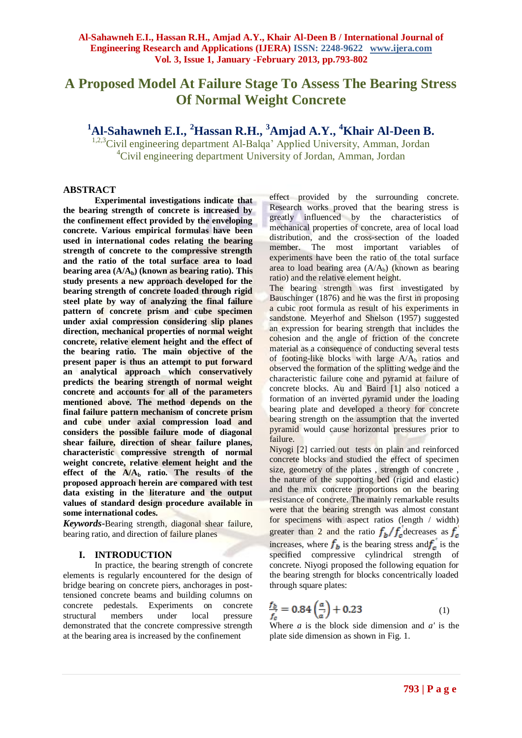# A Proposed Model At Failure Stage To Assess The Bearing Stress Of Normal Weight Concrete

**[1]Al-Sahawneh E.I., [2]Hassan R.H., [3]Amjad A.Y., [4]Khair Al-Deen B.**

[1,2,3]Civil engineering department Al-Balqa' Applied University, Amman, Jordan
[4]Civil engineering department University of Jordan, Amman, Jordan

## ABSTRACT

**Experimental investigations indicate that the bearing strength of concrete is increased by the confinement effect provided by the enveloping concrete. Various empirical formulas have been used in international codes relating the bearing strength of concrete to the compressive strength and the ratio of the total surface area to load bearing area ($A/A_b$) (known as bearing ratio). This study presents a new approach developed for the bearing strength of concrete loaded through rigid steel plate by way of analyzing the final failure pattern of concrete prism and cube specimen under axial compression considering slip planes direction, mechanical properties of normal weight concrete, relative element height and the effect of the bearing ratio. The main objective of the present paper is thus an attempt to put forward an analytical approach which conservatively predicts the bearing strength of normal weight concrete and accounts for all of the parameters mentioned above. The method depends on the final failure pattern mechanism of concrete prism and cube under axial compression load and considers the possible failure mode of diagonal shear failure, direction of shear failure planes, characteristic compressive strength of normal weight concrete, relative element height and the effect of the $A/A_b$ ratio. The results of the proposed approach herein are compared with test data existing in the literature and the output values of standard design procedure available in some international codes.**

***Keywords*-**Bearing strength, diagonal shear failure, bearing ratio, and direction of failure planes

## I. INTRODUCTION

In practice, the bearing strength of concrete elements is regularly encountered for the design of bridge bearing on concrete piers, anchorages in post-tensioned concrete beams and building columns on concrete pedestals. Experiments on concrete structural members under local pressure demonstrated that the concrete compressive strength at the bearing area is increased by the confinement effect provided by the surrounding concrete. Research works proved that the bearing stress is greatly influenced by the characteristics of mechanical properties of concrete, area of local load distribution, and the cross-section of the loaded member. The most important variables of experiments have been the ratio of the total surface area to load bearing area ($A/A_b$) (known as bearing ratio) and the relative element height.

The bearing strength was first investigated by Bauschinger (1876) and he was the first in proposing a cubic root formula as result of his experiments in sandstone. Meyerhof and Shelson (1957) suggested an expression for bearing strength that includes the cohesion and the angle of friction of the concrete material as a consequence of conducting several tests of footing-like blocks with large $A/A_b$ ratios and observed the formation of the splitting wedge and the characteristic failure cone and pyramid at failure of concrete blocks. Au and Baird [1] also noticed a formation of an inverted pyramid under the loading bearing plate and developed a theory for concrete bearing strength on the assumption that the inverted pyramid would cause horizontal pressures prior to failure.

Niyogi [2] carried out tests on plain and reinforced concrete blocks and studied the effect of specimen size, geometry of the plates , strength of concrete , the nature of the supporting bed (rigid and elastic) and the mix concrete proportions on the bearing resistance of concrete. The mainly remarkable results were that the bearing strength was almost constant for specimens with aspect ratios (length / width) greater than 2 and the ratio $f_b/f_c^{'}$ decreases as $f_c^{'}$ increases, where $f_b$ is the bearing stress and $f_c^{'}$ is the specified compressive cylindrical strength of concrete. Niyogi proposed the following equation for the bearing strength for blocks concentrically loaded through square plates:

$$\frac{f_b}{f_c} = 0.84\left(\frac{a}{a'}\right) + 0.23 \qquad (1)$$

Where $a$ is the block side dimension and $a'$ is the plate side dimension as shown in Fig. 1.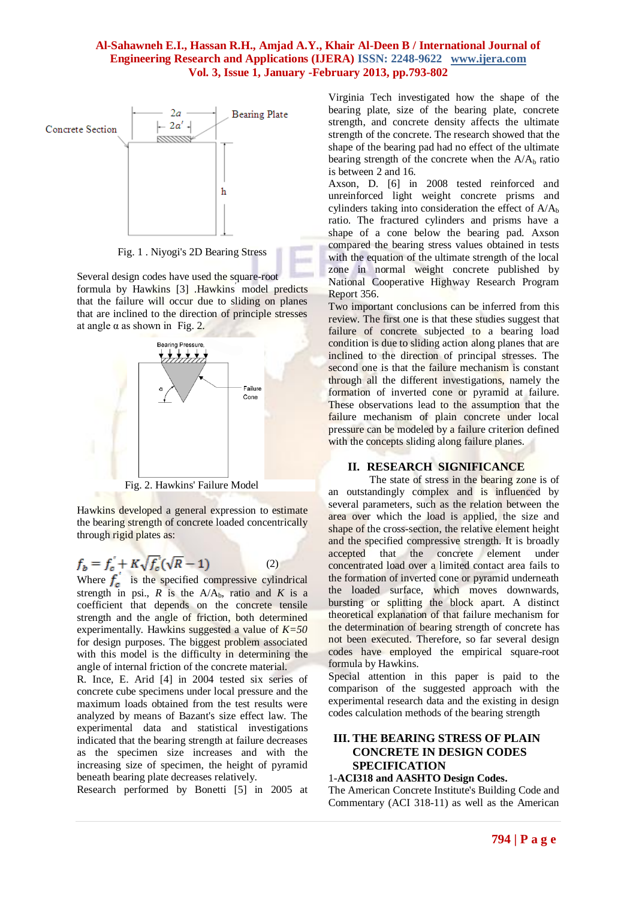Fig. 1 . Niyogi's 2D Bearing Stress

Several design codes have used the square-root formula by Hawkins [3] .Hawkins' model predicts that the failure will occur due to sliding on planes that are inclined to the direction of principle stresses at angle α as shown in Fig. 2.

Fig. 2. Hawkins' Failure Model

Hawkins developed a general expression to estimate the bearing strength of concrete loaded concentrically through rigid plates as:

$$f_b = f_c' + K\sqrt{f_c'}(\sqrt{R} - 1) \qquad (2)$$

Where $f_c'$ is the specified compressive cylindrical strength in psi., $R$ is the $A/A_b$, ratio and $K$ is a coefficient that depends on the concrete tensile strength and the angle of friction, both determined experimentally. Hawkins suggested a value of *K=50* for design purposes. The biggest problem associated with this model is the difficulty in determining the angle of internal friction of the concrete material.

R. Ince, E. Arid [4] in 2004 tested six series of concrete cube specimens under local pressure and the maximum loads obtained from the test results were analyzed by means of Bazant's size effect law. The experimental data and statistical investigations indicated that the bearing strength at failure decreases as the specimen size increases and with the increasing size of specimen, the height of pyramid beneath bearing plate decreases relatively.

Research performed by Bonetti [5] in 2005 at Virginia Tech investigated how the shape of the bearing plate, size of the bearing plate, concrete strength, and concrete density affects the ultimate strength of the concrete. The research showed that the shape of the bearing pad had no effect of the ultimate bearing strength of the concrete when the $A/A_b$ ratio is between 2 and 16.

Axson, D. [6] in 2008 tested reinforced and unreinforced light weight concrete prisms and cylinders taking into consideration the effect of $A/A_b$ ratio. The fractured cylinders and prisms have a shape of a cone below the bearing pad. Axson compared the bearing stress values obtained in tests with the equation of the ultimate strength of the local zone in normal weight concrete published by National Cooperative Highway Research Program Report 356.

Two important conclusions can be inferred from this review. The first one is that these studies suggest that failure of concrete subjected to a bearing load condition is due to sliding action along planes that are inclined to the direction of principal stresses. The second one is that the failure mechanism is constant through all the different investigations, namely the formation of inverted cone or pyramid at failure. These observations lead to the assumption that the failure mechanism of plain concrete under local pressure can be modeled by a failure criterion defined with the concepts sliding along failure planes.

## II. RESEARCH SIGNIFICANCE

The state of stress in the bearing zone is of an outstandingly complex and is influenced by several parameters, such as the relation between the area over which the load is applied, the size and shape of the cross-section, the relative element height and the specified compressive strength. It is broadly accepted that the concrete element under concentrated load over a limited contact area fails to the formation of inverted cone or pyramid underneath the loaded surface, which moves downwards, bursting or splitting the block apart. A distinct theoretical explanation of that failure mechanism for the determination of bearing strength of concrete has not been executed. Therefore, so far several design codes have employed the empirical square-root formula by Hawkins.

Special attention in this paper is paid to the comparison of the suggested approach with the experimental research data and the existing in design codes calculation methods of the bearing strength

## III. THE BEARING STRESS OF PLAIN CONCRETE IN DESIGN CODES SPECIFICATION

1-**ACI318 and AASHTO Design Codes.**

The American Concrete Institute's Building Code and Commentary (ACI 318-11) as well as the American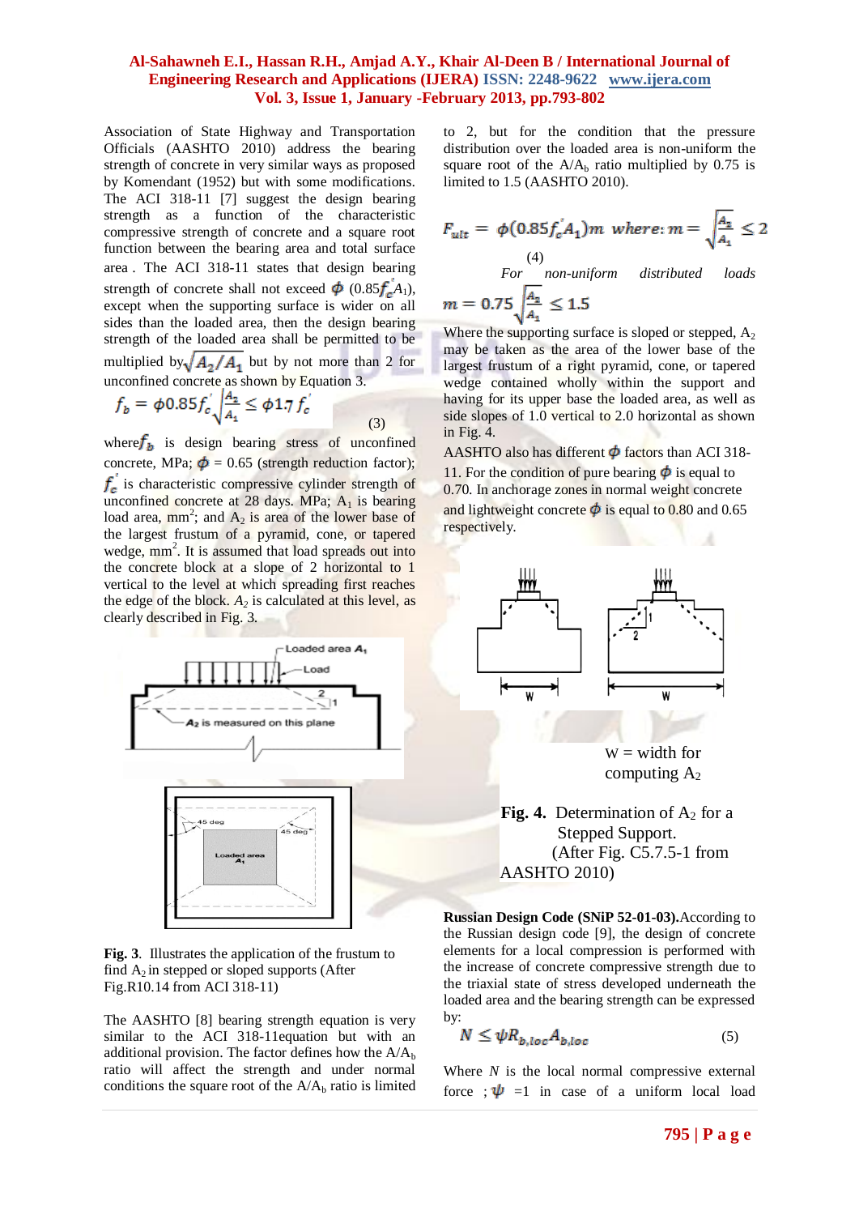Association of State Highway and Transportation Officials (AASHTO 2010) address the bearing strength of concrete in very similar ways as proposed by Komendant (1952) but with some modifications. The ACI 318-11 [7] suggest the design bearing strength as a function of the characteristic compressive strength of concrete and a square root function between the bearing area and total surface area . The ACI 318-11 states that design bearing strength of concrete shall not exceed $\phi$ (0.85$f_c'$$A_1$), except when the supporting surface is wider on all sides than the loaded area, then the design bearing strength of the loaded area shall be permitted to be multiplied by $\sqrt{A_2/A_1}$ but by not more than 2 for unconfined concrete as shown by Equation 3.

$$f_b = \phi 0.85 f_c' \sqrt{\frac{A_2}{A_1}} \leq \phi 1.7 f_c' \quad (3)$$

where $f_b$ is design bearing stress of unconfined concrete, MPa; $\phi$ = 0.65 (strength reduction factor); $f_c'$ is characteristic compressive cylinder strength of unconfined concrete at 28 days. MPa; $A_1$ is bearing load area, mm$^2$; and $A_2$ is area of the lower base of the largest frustum of a pyramid, cone, or tapered wedge, mm$^2$. It is assumed that load spreads out into the concrete block at a slope of 2 horizontal to 1 vertical to the level at which spreading first reaches the edge of the block. $A_2$ is calculated at this level, as clearly described in Fig. 3.

**Fig. 3**. Illustrates the application of the frustum to find $A_2$ in stepped or sloped supports (After Fig.R10.14 from ACI 318-11)

The AASHTO [8] bearing strength equation is very similar to the ACI 318-11equation but with an additional provision. The factor defines how the $A/A_b$ ratio will affect the strength and under normal conditions the square root of the $A/A_b$ ratio is limited to 2, but for the condition that the pressure distribution over the loaded area is non-uniform the square root of the $A/A_b$ ratio multiplied by 0.75 is limited to 1.5 (AASHTO 2010).

$$F_{ult} = \phi(0.85 f_c' A_1)m \quad where: m = \sqrt{\frac{A_2}{A_1}} \leq 2 \quad (4)$$

*For non-uniform distributed loads*

$$m = 0.75\sqrt{\frac{A_2}{A_1}} \leq 1.5$$

Where the supporting surface is sloped or stepped, $A_2$ may be taken as the area of the lower base of the largest frustum of a right pyramid, cone, or tapered wedge contained wholly within the support and having for its upper base the loaded area, as well as side slopes of 1.0 vertical to 2.0 horizontal as shown in Fig. 4.

AASHTO also has different $\phi$ factors than ACI 318-11. For the condition of pure bearing $\phi$ is equal to 0.70. In anchorage zones in normal weight concrete and lightweight concrete $\phi$ is equal to 0.80 and 0.65 respectively.

W = width for computing $A_2$

**Fig. 4.** Determination of $A_2$ for a Stepped Support. (After Fig. C5.7.5-1 from AASHTO 2010)

**Russian Design Code (SNiP 52-01-03).** According to the Russian design code [9], the design of concrete elements for a local compression is performed with the increase of concrete compressive strength due to the triaxial state of stress developed underneath the loaded area and the bearing strength can be expressed by:

$$N \leq \psi R_{b,loc} A_{b,loc} \quad (5)$$

Where $N$ is the local normal compressive external force ; $\psi$ =1 in case of a uniform local load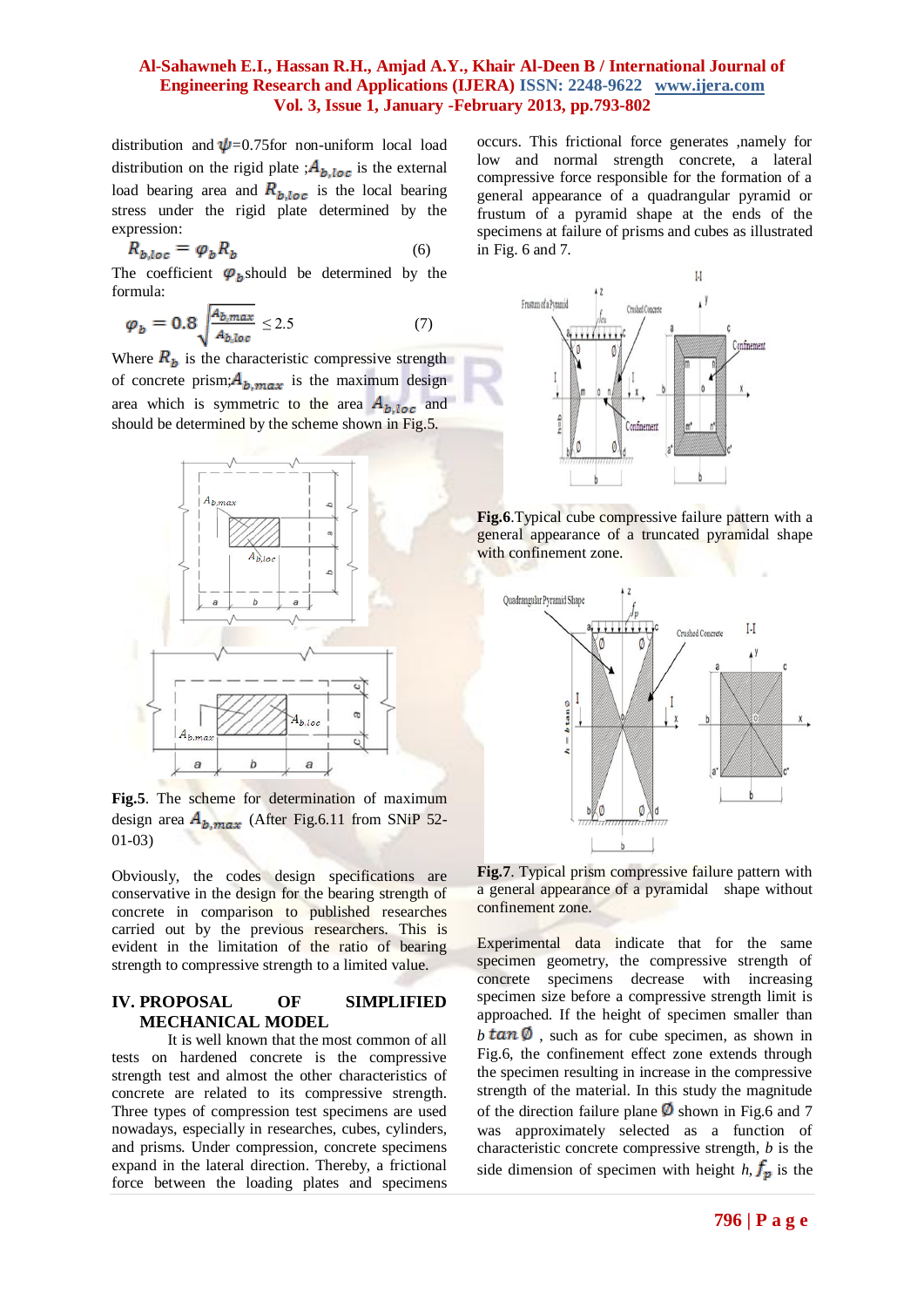distribution and $\psi$=0.75for non-uniform local load distribution on the rigid plate ;$A_{b,loc}$ is the external load bearing area and $R_{b,loc}$ is the local bearing stress under the rigid plate determined by the expression:

$$R_{b,loc} = \varphi_b R_b \qquad (6)$$

The coefficient $\varphi_b$should be determined by the formula:

$$\varphi_b = 0.8\sqrt{\frac{A_{b,max}}{A_{b,loc}}} \leq 2.5 \qquad (7)$$

Where $R_b$ is the characteristic compressive strength of concrete prism;$A_{b,max}$ is the maximum design area which is symmetric to the area $A_{b,loc}$ and should be determined by the scheme shown in Fig.5.

**Fig.5**. The scheme for determination of maximum design area $A_{b,max}$ (After Fig.6.11 from SNiP 52-01-03)

Obviously, the codes design specifications are conservative in the design for the bearing strength of concrete in comparison to published researches carried out by the previous researchers. This is evident in the limitation of the ratio of bearing strength to compressive strength to a limited value.

## IV. PROPOSAL OF SIMPLIFIED MECHANICAL MODEL

It is well known that the most common of all tests on hardened concrete is the compressive strength test and almost the other characteristics of concrete are related to its compressive strength. Three types of compression test specimens are used nowadays, especially in researches, cubes, cylinders, and prisms. Under compression, concrete specimens expand in the lateral direction. Thereby, a frictional force between the loading plates and specimens occurs. This frictional force generates ,namely for low and normal strength concrete, a lateral compressive force responsible for the formation of a general appearance of a quadrangular pyramid or frustum of a pyramid shape at the ends of the specimens at failure of prisms and cubes as illustrated in Fig. 6 and 7.

**Fig.6**.Typical cube compressive failure pattern with a general appearance of a truncated pyramidal shape with confinement zone.

**Fig.7**. Typical prism compressive failure pattern with a general appearance of a pyramidal shape without confinement zone.

Experimental data indicate that for the same specimen geometry, the compressive strength of concrete specimens decrease with increasing specimen size before a compressive strength limit is approached. If the height of specimen smaller than $b\tan\emptyset$ , such as for cube specimen, as shown in Fig.6, the confinement effect zone extends through the specimen resulting in increase in the compressive strength of the material. In this study the magnitude of the direction failure plane $\emptyset$ shown in Fig.6 and 7 was approximately selected as a function of characteristic concrete compressive strength, $b$ is the side dimension of specimen with height $h$, $f_p$ is the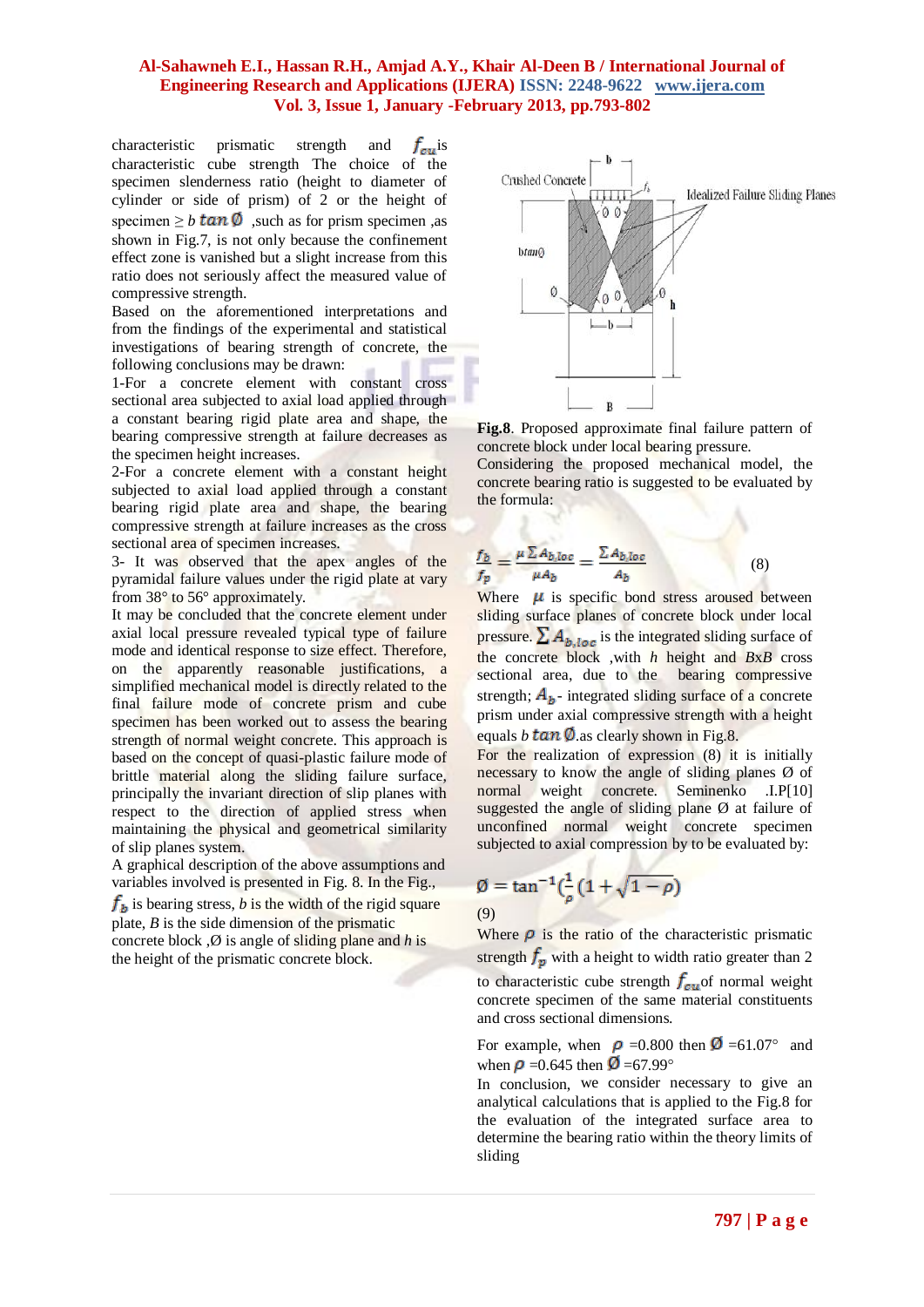characteristic prismatic strength and $f_{cu}$ is characteristic cube strength The choice of the specimen slenderness ratio (height to diameter of cylinder or side of prism) of 2 or the height of specimen $\geq b \tan \emptyset$ ,such as for prism specimen ,as shown in Fig.7, is not only because the confinement effect zone is vanished but a slight increase from this ratio does not seriously affect the measured value of compressive strength.

Based on the aforementioned interpretations and from the findings of the experimental and statistical investigations of bearing strength of concrete, the following conclusions may be drawn:

1-For a concrete element with constant cross sectional area subjected to axial load applied through a constant bearing rigid plate area and shape, the bearing compressive strength at failure decreases as the specimen height increases.

2-For a concrete element with a constant height subjected to axial load applied through a constant bearing rigid plate area and shape, the bearing compressive strength at failure increases as the cross sectional area of specimen increases.

3- It was observed that the apex angles of the pyramidal failure values under the rigid plate at vary from 38° to 56° approximately.

It may be concluded that the concrete element under axial local pressure revealed typical type of failure mode and identical response to size effect. Therefore, on the apparently reasonable justifications, a simplified mechanical model is directly related to the final failure mode of concrete prism and cube specimen has been worked out to assess the bearing strength of normal weight concrete. This approach is based on the concept of quasi-plastic failure mode of brittle material along the sliding failure surface, principally the invariant direction of slip planes with respect to the direction of applied stress when maintaining the physical and geometrical similarity of slip planes system.

A graphical description of the above assumptions and variables involved is presented in Fig. 8. In the Fig., $f_b$ is bearing stress, $b$ is the width of the rigid square plate, $B$ is the side dimension of the prismatic concrete block ,$\emptyset$ is angle of sliding plane and $h$ is the height of the prismatic concrete block.

**Fig.8**. Proposed approximate final failure pattern of concrete block under local bearing pressure.

Considering the proposed mechanical model, the concrete bearing ratio is suggested to be evaluated by the formula:

$$\frac{f_b}{f_p} = \frac{\mu \sum A_{b,loc}}{\mu A_b} = \frac{\sum A_{b,loc}}{A_b} \qquad (8)$$

Where $\mu$ is specific bond stress aroused between sliding surface planes of concrete block under local pressure. $\sum A_{b,loc}$ is the integrated sliding surface of the concrete block ,with $h$ height and $BxB$ cross sectional area, due to the bearing compressive strength; $A_b$- integrated sliding surface of a concrete prism under axial compressive strength with a height equals $b \tan \emptyset$.as clearly shown in Fig.8.

For the realization of expression (8) it is initially necessary to know the angle of sliding planes Ø of normal weight concrete. Seminenko .I.P[10] suggested the angle of sliding plane Ø at failure of unconfined normal weight concrete specimen subjected to axial compression by to be evaluated by:

$$\emptyset = \tan^{-1}\left(\frac{1}{\rho}\left(1 + \sqrt{1-\rho}\right)\right)$$

(9)

Where $\rho$ is the ratio of the characteristic prismatic strength $f_p$ with a height to width ratio greater than 2 to characteristic cube strength $f_{cu}$of normal weight concrete specimen of the same material constituents and cross sectional dimensions.

For example, when $\rho$ =0.800 then $\emptyset$ =61.07° and when $\rho$ =0.645 then $\emptyset$ =67.99°

In conclusion, we consider necessary to give an analytical calculations that is applied to the Fig.8 for the evaluation of the integrated surface area to determine the bearing ratio within the theory limits of sliding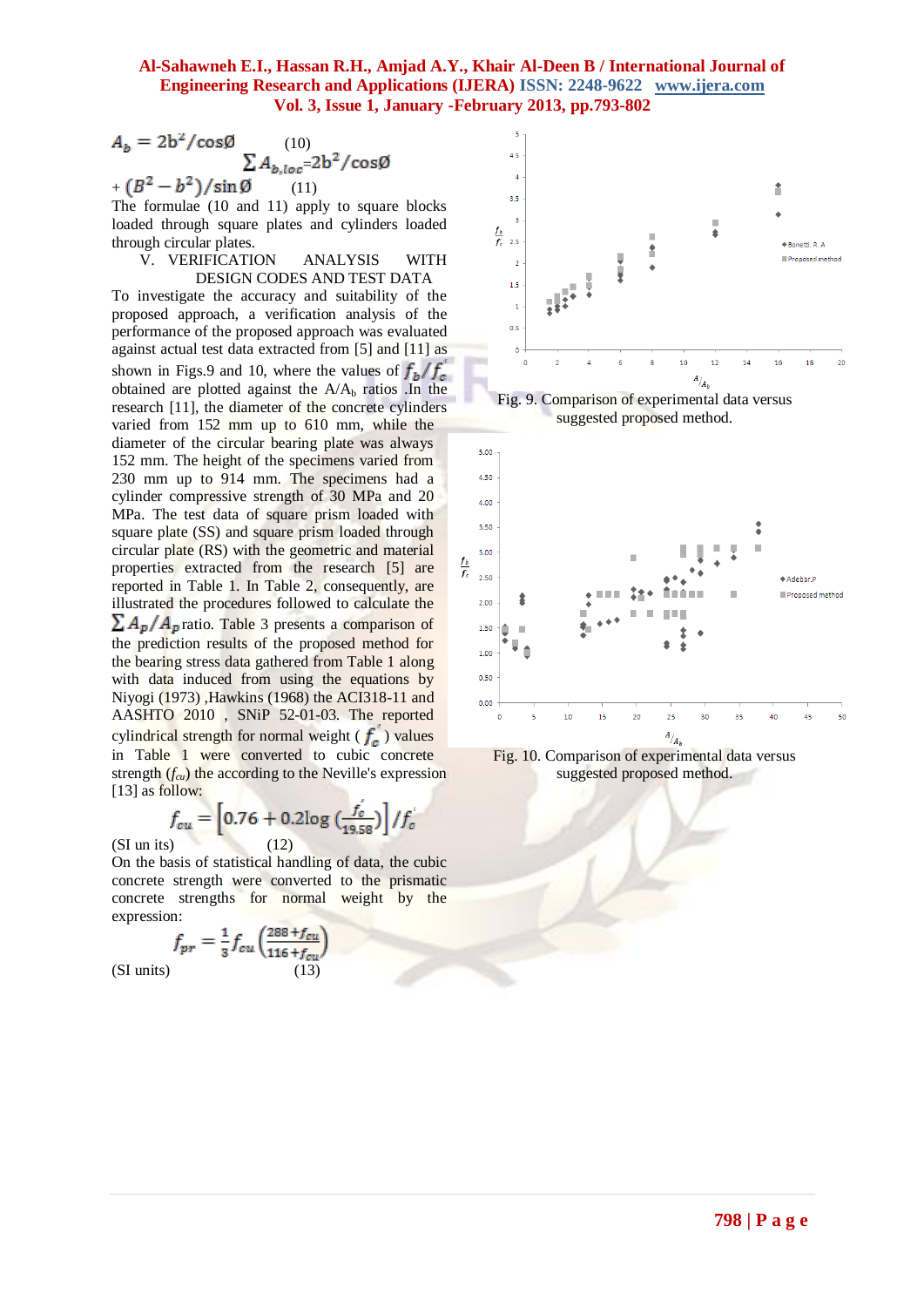$$A_b = 2b^2/\cos\emptyset \quad (10)$$

$$\sum A_{b,loc} = 2b^2/\cos\emptyset + (B^2 - b^2)/\sin\emptyset \quad (11)$$

The formulae (10 and 11) apply to square blocks loaded through square plates and cylinders loaded through circular plates.

## V. VERIFICATION ANALYSIS WITH DESIGN CODES AND TEST DATA

To investigate the accuracy and suitability of the proposed approach, a verification analysis of the performance of the proposed approach was evaluated against actual test data extracted from [5] and [11] as shown in Figs.9 and 10, where the values of $f_b/f_c'$ obtained are plotted against the $A/A_b$ ratios .In the research [11], the diameter of the concrete cylinders varied from 152 mm up to 610 mm, while the diameter of the circular bearing plate was always 152 mm. The height of the specimens varied from 230 mm up to 914 mm. The specimens had a cylinder compressive strength of 30 MPa and 20 MPa. The test data of square prism loaded with square plate (SS) and square prism loaded through circular plate (RS) with the geometric and material properties extracted from the research [5] are reported in Table 1. In Table 2, consequently, are illustrated the procedures followed to calculate the $\sum A_p/A_p$ ratio. Table 3 presents a comparison of the prediction results of the proposed method for the bearing stress data gathered from Table 1 along with data induced from using the equations by Niyogi (1973) ,Hawkins (1968) the ACI318-11 and AASHTO 2010 , SNiP 52-01-03. The reported cylindrical strength for normal weight ( $f_c'$ ) values in Table 1 were converted to cubic concrete strength ($f_{cu}$) the according to the Neville's expression [13] as follow:

$$f_{cu} = \left[0.76 + 0.2\log\left(\frac{f_c'}{19.58}\right)\right]/f_c'$$

(SI un its) (12)

On the basis of statistical handling of data, the cubic concrete strength were converted to the prismatic concrete strengths for normal weight by the expression:

$$f_{pr} = \frac{1}{3} f_{cu}\left(\frac{288 + f_{cu}}{116 + f_{cu}}\right)$$

(SI units) (13)

Fig. 9. Comparison of experimental data versus suggested proposed method.

Fig. 10. Comparison of experimental data versus suggested proposed method.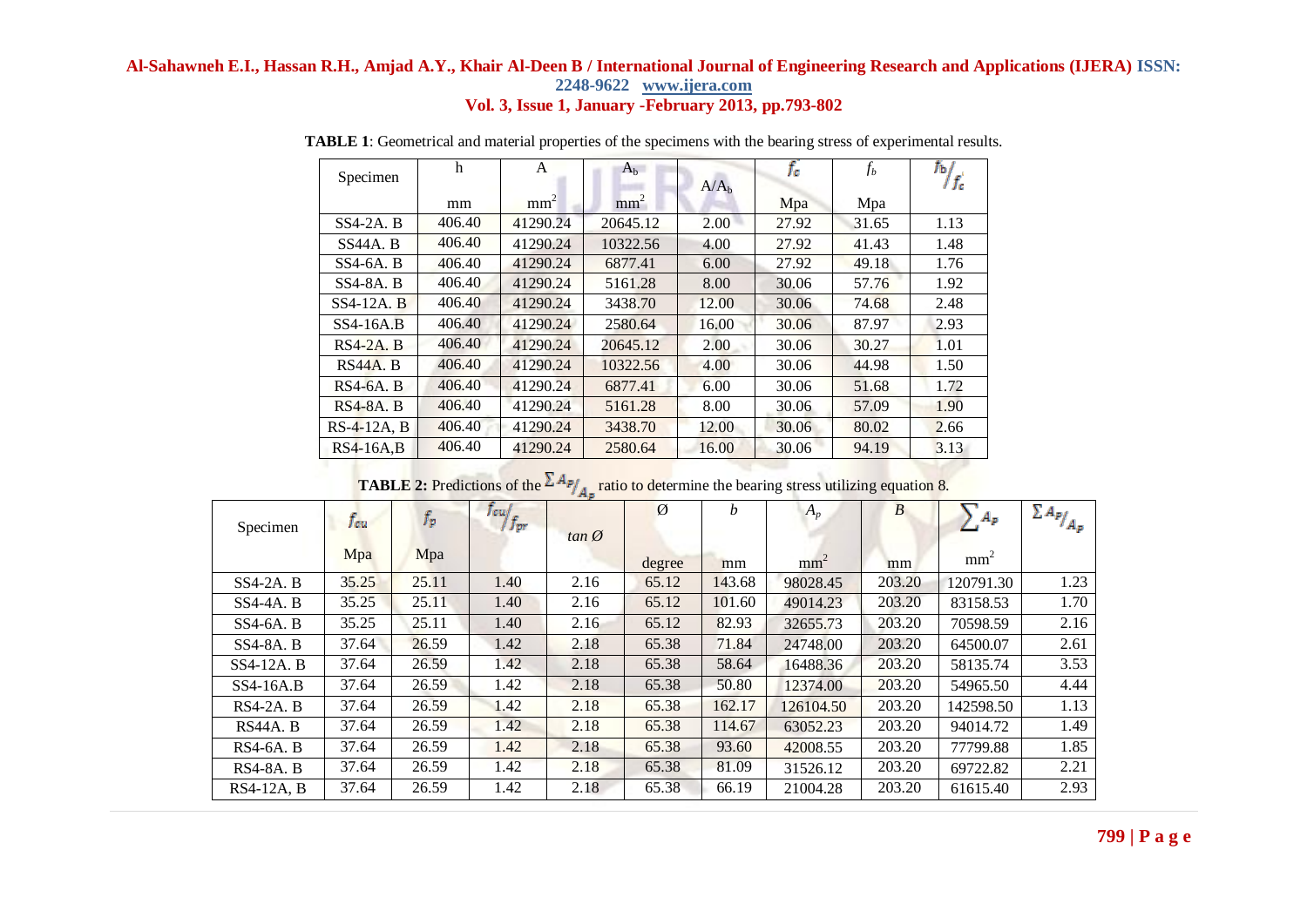**TABLE 1**: Geometrical and material properties of the specimens with the bearing stress of experimental results.

| Specimen | h | A | $A_b$ | $A/A_b$ | $f_c'$ | $f_b$ | $f_b/f_c'$ |
|---|---|---|---|---|---|---|---|
| | mm | $mm^2$ | $mm^2$ | | Mpa | Mpa | |
| SS4-2A. B | 406.40 | 41290.24 | 20645.12 | 2.00 | 27.92 | 31.65 | 1.13 |
| SS44A. B | 406.40 | 41290.24 | 10322.56 | 4.00 | 27.92 | 41.43 | 1.48 |
| SS4-6A. B | 406.40 | 41290.24 | 6877.41 | 6.00 | 27.92 | 49.18 | 1.76 |
| SS4-8A. B | 406.40 | 41290.24 | 5161.28 | 8.00 | 30.06 | 57.76 | 1.92 |
| SS4-12A. B | 406.40 | 41290.24 | 3438.70 | 12.00 | 30.06 | 74.68 | 2.48 |
| SS4-16A.B | 406.40 | 41290.24 | 2580.64 | 16.00 | 30.06 | 87.97 | 2.93 |
| RS4-2A. B | 406.40 | 41290.24 | 20645.12 | 2.00 | 30.06 | 30.27 | 1.01 |
| RS44A. B | 406.40 | 41290.24 | 10322.56 | 4.00 | 30.06 | 44.98 | 1.50 |
| RS4-6A. B | 406.40 | 41290.24 | 6877.41 | 6.00 | 30.06 | 51.68 | 1.72 |
| RS4-8A. B | 406.40 | 41290.24 | 5161.28 | 8.00 | 30.06 | 57.09 | 1.90 |
| RS-4-12A, B | 406.40 | 41290.24 | 3438.70 | 12.00 | 30.06 | 80.02 | 2.66 |
| RS4-16A,B | 406.40 | 41290.24 | 2580.64 | 16.00 | 30.06 | 94.19 | 3.13 |

**TABLE 2:** Predictions of the $\sum A_p/A_p$ ratio to determine the bearing stress utilizing equation 8.

| Specimen | $f_{cu}$ | $f_p$ | $f_{cu}/f_{pr}$ | $\tan Ø$ | $Ø$ | $b$ | $A_p$ | $B$ | $\sum A_p$ | $\sum A_p/A_p$ |
|---|---|---|---|---|---|---|---|---|---|---|
| | Mpa | Mpa | | | degree | mm | $mm^2$ | mm | $mm^2$ | |
| SS4-2A. B | 35.25 | 25.11 | 1.40 | 2.16 | 65.12 | 143.68 | 98028.45 | 203.20 | 120791.30 | 1.23 |
| SS4-4A. B | 35.25 | 25.11 | 1.40 | 2.16 | 65.12 | 101.60 | 49014.23 | 203.20 | 83158.53 | 1.70 |
| SS4-6A. B | 35.25 | 25.11 | 1.40 | 2.16 | 65.12 | 82.93 | 32655.73 | 203.20 | 70598.59 | 2.16 |
| SS4-8A. B | 37.64 | 26.59 | 1.42 | 2.18 | 65.38 | 71.84 | 24748.00 | 203.20 | 64500.07 | 2.61 |
| SS4-12A. B | 37.64 | 26.59 | 1.42 | 2.18 | 65.38 | 58.64 | 16488.36 | 203.20 | 58135.74 | 3.53 |
| SS4-16A.B | 37.64 | 26.59 | 1.42 | 2.18 | 65.38 | 50.80 | 12374.00 | 203.20 | 54965.50 | 4.44 |
| RS4-2A. B | 37.64 | 26.59 | 1.42 | 2.18 | 65.38 | 162.17 | 126104.50 | 203.20 | 142598.50 | 1.13 |
| RS44A. B | 37.64 | 26.59 | 1.42 | 2.18 | 65.38 | 114.67 | 63052.23 | 203.20 | 94014.72 | 1.49 |
| RS4-6A. B | 37.64 | 26.59 | 1.42 | 2.18 | 65.38 | 93.60 | 42008.55 | 203.20 | 77799.88 | 1.85 |
| RS4-8A. B | 37.64 | 26.59 | 1.42 | 2.18 | 65.38 | 81.09 | 31526.12 | 203.20 | 69722.82 | 2.21 |
| RS4-12A, B | 37.64 | 26.59 | 1.42 | 2.18 | 65.38 | 66.19 | 21004.28 | 203.20 | 61615.40 | 2.93 |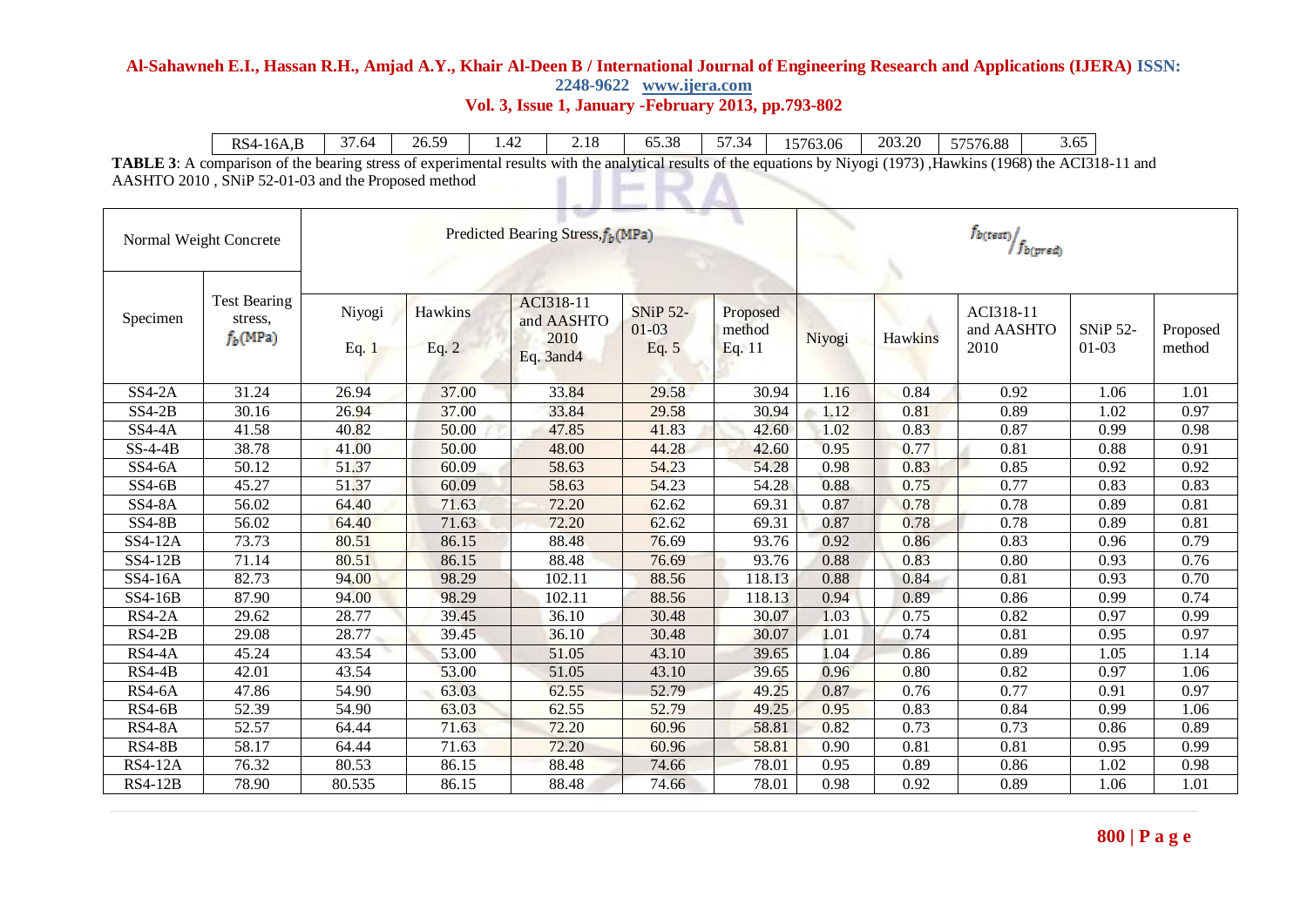| RS4-16A,B | 37.64 | 26.59 | 1.42 | 2.18 | 65.38 | 57.34 | 15763.06 | 203.20 | 57576.88 | 3.65 |
|---|---|---|---|---|---|---|---|---|---|---|

**TABLE 3**: A comparison of the bearing stress of experimental results with the analytical results of the equations by Niyogi (1973) ,Hawkins (1968) the ACI318-11 and AASHTO 2010 , SNiP 52-01-03 and the Proposed method

| Normal Weight Concrete | | Predicted Bearing Stress, $f_b$(MPa) | | | | | $f_{b(test)}/f_{b(pred)}$ | | | | |
|---|---|---|---|---|---|---|---|---|---|---|---|
| Specimen | Test Bearing stress, $f_b$(MPa) | Niyogi Eq. 1 | Hawkins Eq. 2 | ACI318-11 and AASHTO 2010 Eq. 3and4 | SNiP 52-01-03 Eq. 5 | Proposed method Eq. 11 | Niyogi | Hawkins | ACI318-11 and AASHTO 2010 | SNiP 52-01-03 | Proposed method |
| SS4-2A | 31.24 | 26.94 | 37.00 | 33.84 | 29.58 | 30.94 | 1.16 | 0.84 | 0.92 | 1.06 | 1.01 |
| SS4-2B | 30.16 | 26.94 | 37.00 | 33.84 | 29.58 | 30.94 | 1.12 | 0.81 | 0.89 | 1.02 | 0.97 |
| SS4-4A | 41.58 | 40.82 | 50.00 | 47.85 | 41.83 | 42.60 | 1.02 | 0.83 | 0.87 | 0.99 | 0.98 |
| SS-4-4B | 38.78 | 41.00 | 50.00 | 48.00 | 44.28 | 42.60 | 0.95 | 0.77 | 0.81 | 0.88 | 0.91 |
| SS4-6A | 50.12 | 51.37 | 60.09 | 58.63 | 54.23 | 54.28 | 0.98 | 0.83 | 0.85 | 0.92 | 0.92 |
| SS4-6B | 45.27 | 51.37 | 60.09 | 58.63 | 54.23 | 54.28 | 0.88 | 0.75 | 0.77 | 0.83 | 0.83 |
| SS4-8A | 56.02 | 64.40 | 71.63 | 72.20 | 62.62 | 69.31 | 0.87 | 0.78 | 0.78 | 0.89 | 0.81 |
| SS4-8B | 56.02 | 64.40 | 71.63 | 72.20 | 62.62 | 69.31 | 0.87 | 0.78 | 0.78 | 0.89 | 0.81 |
| SS4-12A | 73.73 | 80.51 | 86.15 | 88.48 | 76.69 | 93.76 | 0.92 | 0.86 | 0.83 | 0.96 | 0.79 |
| SS4-12B | 71.14 | 80.51 | 86.15 | 88.48 | 76.69 | 93.76 | 0.88 | 0.83 | 0.80 | 0.93 | 0.76 |
| SS4-16A | 82.73 | 94.00 | 98.29 | 102.11 | 88.56 | 118.13 | 0.88 | 0.84 | 0.81 | 0.93 | 0.70 |
| SS4-16B | 87.90 | 94.00 | 98.29 | 102.11 | 88.56 | 118.13 | 0.94 | 0.89 | 0.86 | 0.99 | 0.74 |
| RS4-2A | 29.62 | 28.77 | 39.45 | 36.10 | 30.48 | 30.07 | 1.03 | 0.75 | 0.82 | 0.97 | 0.99 |
| RS4-2B | 29.08 | 28.77 | 39.45 | 36.10 | 30.48 | 30.07 | 1.01 | 0.74 | 0.81 | 0.95 | 0.97 |
| RS4-4A | 45.24 | 43.54 | 53.00 | 51.05 | 43.10 | 39.65 | 1.04 | 0.86 | 0.89 | 1.05 | 1.14 |
| RS4-4B | 42.01 | 43.54 | 53.00 | 51.05 | 43.10 | 39.65 | 0.96 | 0.80 | 0.82 | 0.97 | 1.06 |
| RS4-6A | 47.86 | 54.90 | 63.03 | 62.55 | 52.79 | 49.25 | 0.87 | 0.76 | 0.77 | 0.91 | 0.97 |
| RS4-6B | 52.39 | 54.90 | 63.03 | 62.55 | 52.79 | 49.25 | 0.95 | 0.83 | 0.84 | 0.99 | 1.06 |
| RS4-8A | 52.57 | 64.44 | 71.63 | 72.20 | 60.96 | 58.81 | 0.82 | 0.73 | 0.73 | 0.86 | 0.89 |
| RS4-8B | 58.17 | 64.44 | 71.63 | 72.20 | 60.96 | 58.81 | 0.90 | 0.81 | 0.81 | 0.95 | 0.99 |
| RS4-12A | 76.32 | 80.53 | 86.15 | 88.48 | 74.66 | 78.01 | 0.95 | 0.89 | 0.86 | 1.02 | 0.98 |
| RS4-12B | 78.90 | 80.535 | 86.15 | 88.48 | 74.66 | 78.01 | 0.98 | 0.92 | 0.89 | 1.06 | 1.01 |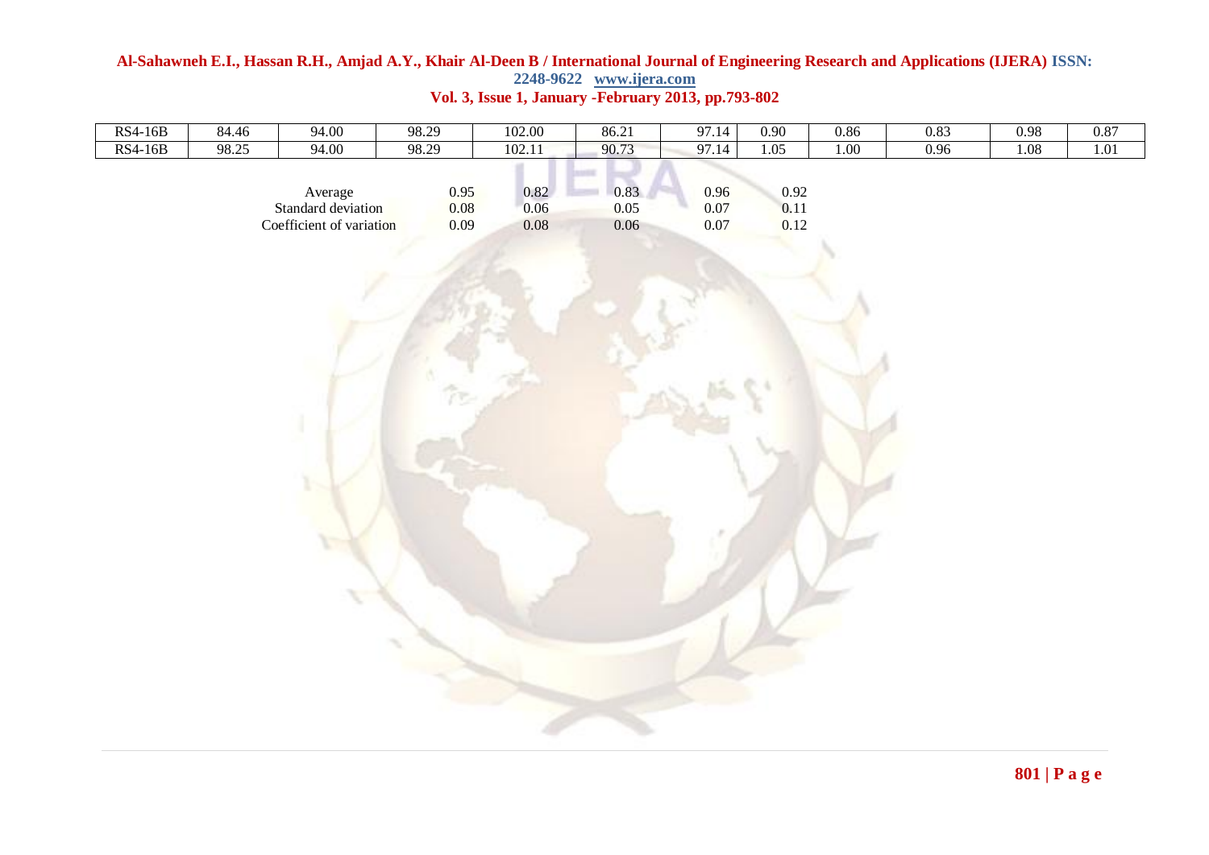| RS4-16B | 84.46 | 94.00 | 98.29 | 102.00 | 86.21 | 97.14 | 0.90 | 0.86 | 0.83 | 0.98 | 0.87 |
|---|---|---|---|---|---|---|---|---|---|---|---|
| RS4-16B | 98.25 | 94.00 | 98.29 | 102.11 | 90.73 | 97.14 | 1.05 | 1.00 | 0.96 | 1.08 | 1.01 |

| | | | | | |
|---|---|---|---|---|---|
| Average | 0.95 | 0.82 | 0.83 | 0.96 | 0.92 |
| Standard deviation | 0.08 | 0.06 | 0.05 | 0.07 | 0.11 |
| Coefficient of variation | 0.09 | 0.08 | 0.06 | 0.07 | 0.12 |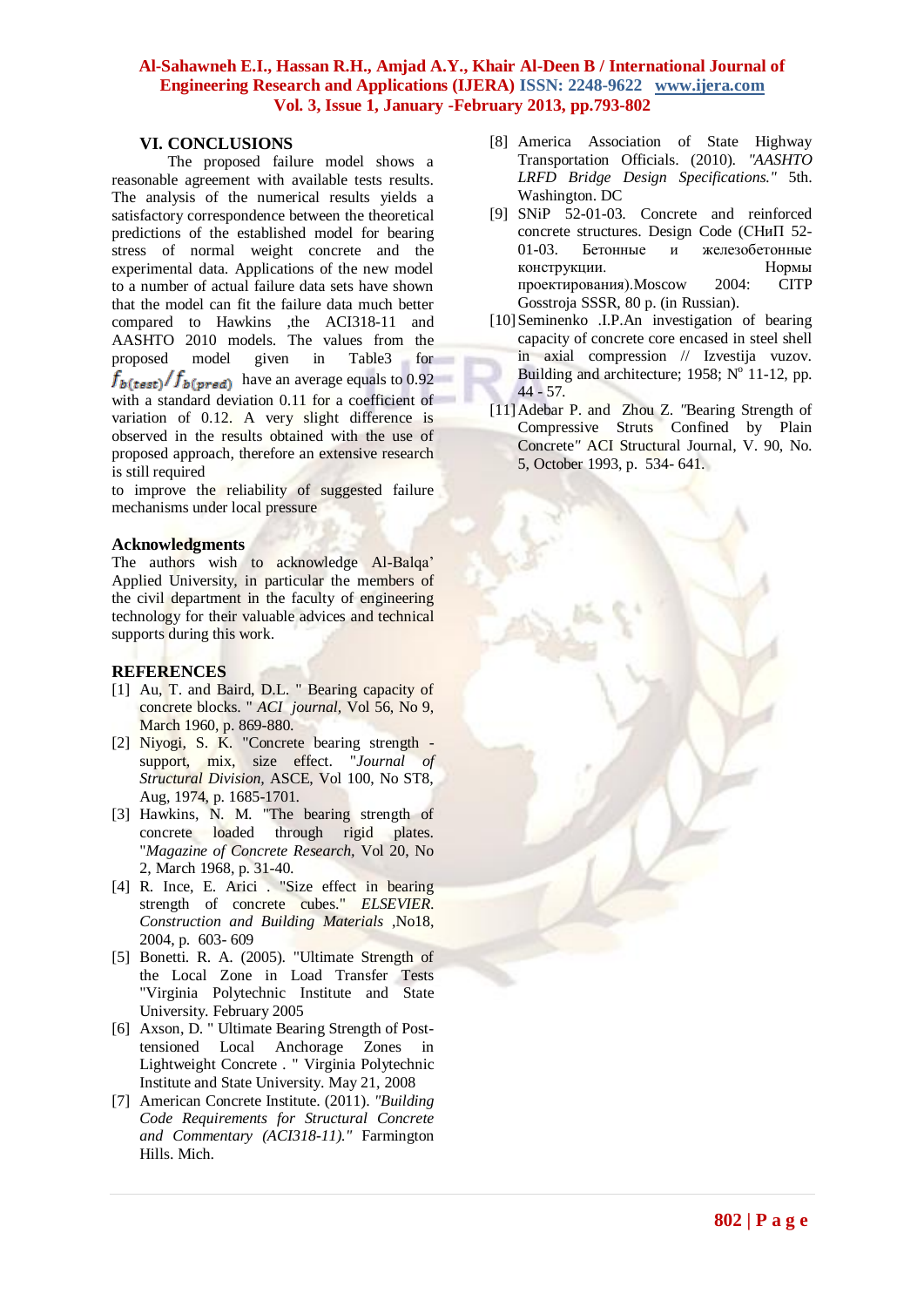## VI. CONCLUSIONS

The proposed failure model shows a reasonable agreement with available tests results. The analysis of the numerical results yields a satisfactory correspondence between the theoretical predictions of the established model for bearing stress of normal weight concrete and the experimental data. Applications of the new model to a number of actual failure data sets have shown that the model can fit the failure data much better compared to Hawkins ,the ACI318-11 and AASHTO 2010 models. The values from the proposed model given in Table3 for $f_{b(test)}/f_{b(pred)}$ have an average equals to 0.92 with a standard deviation 0.11 for a coefficient of variation of 0.12. A very slight difference is observed in the results obtained with the use of proposed approach, therefore an extensive research is still required

to improve the reliability of suggested failure mechanisms under local pressure

### Acknowledgments

The authors wish to acknowledge Al-Balqa' Applied University, in particular the members of the civil department in the faculty of engineering technology for their valuable advices and technical supports during this work.

### REFERENCES

[1] Au, T. and Baird, D.L. " Bearing capacity of concrete blocks. " *ACI journal*, Vol 56, No 9, March 1960, p. 869-880.

[2] Niyogi, S. K. "Concrete bearing strength - support, mix, size effect. "*Journal of Structural Division*, ASCE, Vol 100, No ST8, Aug, 1974, p. 1685-1701.

[3] Hawkins, N. M. "The bearing strength of concrete loaded through rigid plates. "*Magazine of Concrete Research*, Vol 20, No 2, March 1968, p. 31-40.

[4] R. Ince, E. Arici . "Size effect in bearing strength of concrete cubes." *ELSEVIER. Construction and Building Materials* ,No18, 2004, p. 603- 609

[5] Bonetti. R. A. (2005). "Ultimate Strength of the Local Zone in Load Transfer Tests "Virginia Polytechnic Institute and State University. February 2005

[6] Axson, D. " Ultimate Bearing Strength of Post-tensioned Local Anchorage Zones in Lightweight Concrete . " Virginia Polytechnic Institute and State University. May 21, 2008

[7] American Concrete Institute. (2011). *"Building Code Requirements for Structural Concrete and Commentary (ACI318-11)."* Farmington Hills. Mich.

[8] America Association of State Highway Transportation Officials. (2010). *"AASHTO LRFD Bridge Design Specifications."* 5th. Washington. DC

[9] SNiP 52-01-03. Concrete and reinforced concrete structures. Design Code (СНиП 52-01-03. Бетонные и железобетонные конструкции. Нормы проектирования).Moscow 2004: CITP Gosstroja SSSR, 80 p. (in Russian).

[10] Seminenko .I.P.An investigation of bearing capacity of concrete core encased in steel shell in axial compression // Izvestija vuzov. Building and architecture; 1958; N° 11-12, pp. 44 - 57.

[11] Adebar P. and Zhou Z. "Bearing Strength of Compressive Struts Confined by Plain Concrete" ACI Structural Journal, V. 90, No. 5, October 1993, p. 534- 641.